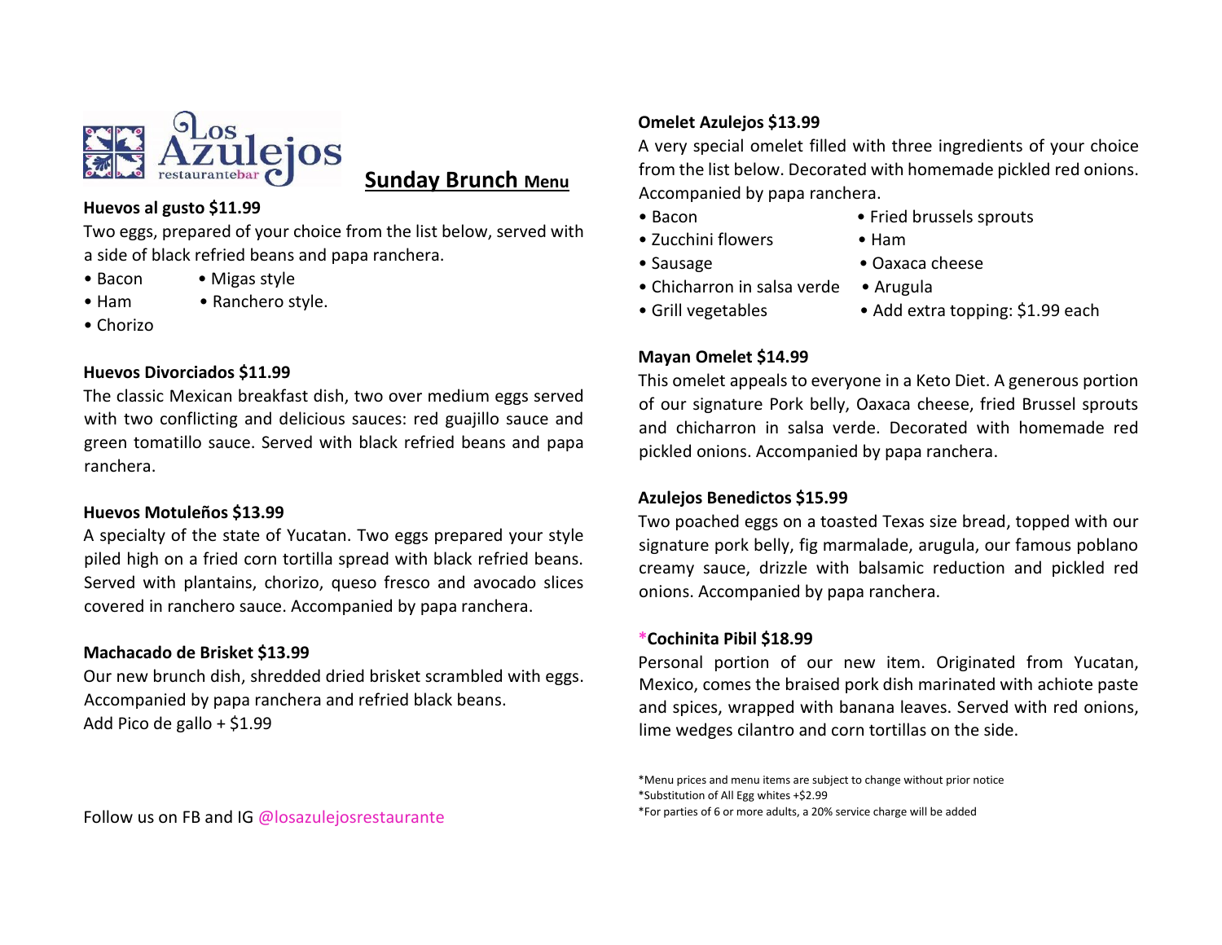# Los Azulejos restaurantebar

## Sunday Brunch Menu

**Huevos al gusto $11.99**

Two eggs, prepared of your choice from the list below, served with a side of black refried beans and papa ranchera.

- Bacon
- Ham
- Chorizo
- Migas style
- Ranchero style.

**Huevos Divorciados $11.99**

The classic Mexican breakfast dish, two over medium eggs served with two conflicting and delicious sauces: red guajillo sauce and green tomatillo sauce. Served with black refried beans and papa ranchera.

**Huevos Motuleños $13.99**

A specialty of the state of Yucatan. Two eggs prepared your style piled high on a fried corn tortilla spread with black refried beans. Served with plantains, chorizo, queso fresco and avocado slices covered in ranchero sauce. Accompanied by papa ranchera.

**Machacado de Brisket $13.99**

Our new brunch dish, shredded dried brisket scrambled with eggs. Accompanied by papa ranchera and refried black beans.
Add Pico de gallo + $1.99

Follow us on FB and IG @losazulejosrestaurante

**Omelet Azulejos $13.99**

A very special omelet filled with three ingredients of your choice from the list below. Decorated with homemade pickled red onions. Accompanied by papa ranchera.

- Bacon
- Zucchini flowers
- Sausage
- Chicharron in salsa verde
- Grill vegetables
- Fried brussels sprouts
- Ham
- Oaxaca cheese
- Arugula
- Add extra topping: $1.99 each

**Mayan Omelet $14.99**

This omelet appeals to everyone in a Keto Diet. A generous portion of our signature Pork belly, Oaxaca cheese, fried Brussel sprouts and chicharron in salsa verde. Decorated with homemade red pickled onions. Accompanied by papa ranchera.

**Azulejos Benedictos $15.99**

Two poached eggs on a toasted Texas size bread, topped with our signature pork belly, fig marmalade, arugula, our famous poblano creamy sauce, drizzle with balsamic reduction and pickled red onions. Accompanied by papa ranchera.

***Cochinita Pibil $18.99**

Personal portion of our new item. Originated from Yucatan, Mexico, comes the braised pork dish marinated with achiote paste and spices, wrapped with banana leaves. Served with red onions, lime wedges cilantro and corn tortillas on the side.

*Menu prices and menu items are subject to change without prior notice
*Substitution of All Egg whites +$2.99
*For parties of 6 or more adults, a 20% service charge will be added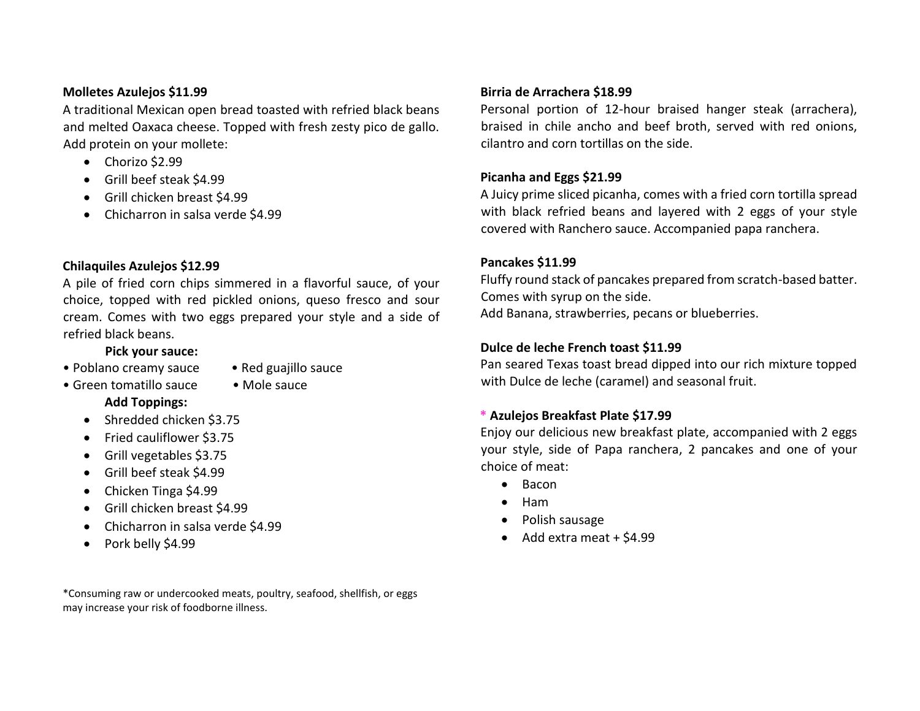**Molletes Azulejos $11.99**

A traditional Mexican open bread toasted with refried black beans and melted Oaxaca cheese. Topped with fresh zesty pico de gallo. Add protein on your mollete:

- Chorizo $2.99
- Grill beef steak $4.99
- Grill chicken breast $4.99
- Chicharron in salsa verde $4.99

**Chilaquiles Azulejos $12.99**

A pile of fried corn chips simmered in a flavorful sauce, of your choice, topped with red pickled onions, queso fresco and sour cream. Comes with two eggs prepared your style and a side of refried black beans.

**Pick your sauce:**

- Poblano creamy sauce
- Red guajillo sauce
- Green tomatillo sauce
- Mole sauce

**Add Toppings:**

- Shredded chicken $3.75
- Fried cauliflower $3.75
- Grill vegetables $3.75
- Grill beef steak $4.99
- Chicken Tinga $4.99
- Grill chicken breast $4.99
- Chicharron in salsa verde $4.99
- Pork belly $4.99

*Consuming raw or undercooked meats, poultry, seafood, shellfish, or eggs may increase your risk of foodborne illness.

**Birria de Arrachera $18.99**

Personal portion of 12-hour braised hanger steak (arrachera), braised in chile ancho and beef broth, served with red onions, cilantro and corn tortillas on the side.

**Picanha and Eggs $21.99**

A Juicy prime sliced picanha, comes with a fried corn tortilla spread with black refried beans and layered with 2 eggs of your style covered with Ranchero sauce. Accompanied papa ranchera.

**Pancakes $11.99**

Fluffy round stack of pancakes prepared from scratch-based batter. Comes with syrup on the side.
Add Banana, strawberries, pecans or blueberries.

**Dulce de leche French toast $11.99**

Pan seared Texas toast bread dipped into our rich mixture topped with Dulce de leche (caramel) and seasonal fruit.

*** Azulejos Breakfast Plate $17.99**

Enjoy our delicious new breakfast plate, accompanied with 2 eggs your style, side of Papa ranchera, 2 pancakes and one of your choice of meat:

- Bacon
- Ham
- Polish sausage
- Add extra meat + $4.99